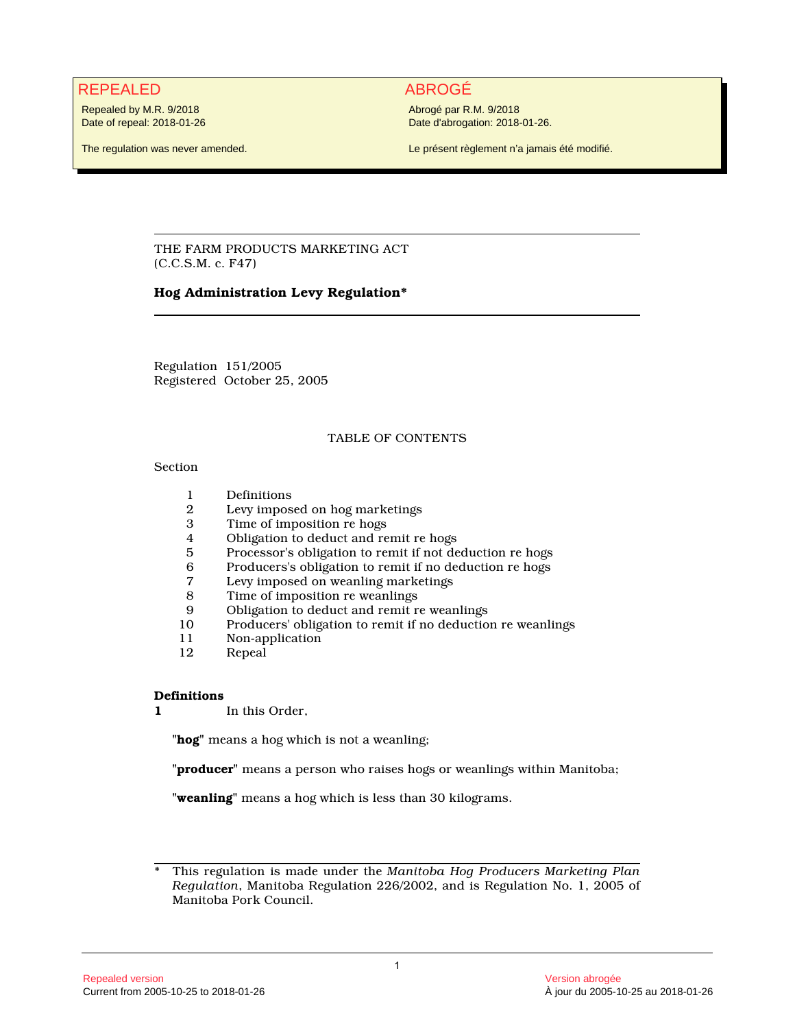| REPEALED | ABROGÉ |
| --- | --- |
| Repealed by M.R. 9/2018<br>Date of repeal: 2018-01-26 | Abrogé par R.M. 9/2018<br>Date d'abrogation: 2018-01-26. |
| The regulation was never amended. | Le présent règlement n'a jamais été modifié. |

THE FARM PRODUCTS MARKETING ACT
(C.C.S.M. c. F47)

**Hog Administration Levy Regulation***

Regulation 151/2005
Registered October 25, 2005

TABLE OF CONTENTS

Section

| | |
| --- | --- |
| 1 | Definitions |
| 2 | Levy imposed on hog marketings |
| 3 | Time of imposition re hogs |
| 4 | Obligation to deduct and remit re hogs |
| 5 | Processor's obligation to remit if not deduction re hogs |
| 6 | Producers's obligation to remit if no deduction re hogs |
| 7 | Levy imposed on weanling marketings |
| 8 | Time of imposition re weanlings |
| 9 | Obligation to deduct and remit re weanlings |
| 10 | Producers' obligation to remit if no deduction re weanlings |
| 11 | Non-application |
| 12 | Repeal |

**Definitions**
**1** In this Order,

"**hog**" means a hog which is not a weanling;

"**producer**" means a person who raises hogs or weanlings within Manitoba;

"**weanling**" means a hog which is less than 30 kilograms.

---

\* This regulation is made under the *Manitoba Hog Producers Marketing Plan Regulation*, Manitoba Regulation 226/2002, and is Regulation No. 1, 2005 of Manitoba Pork Council.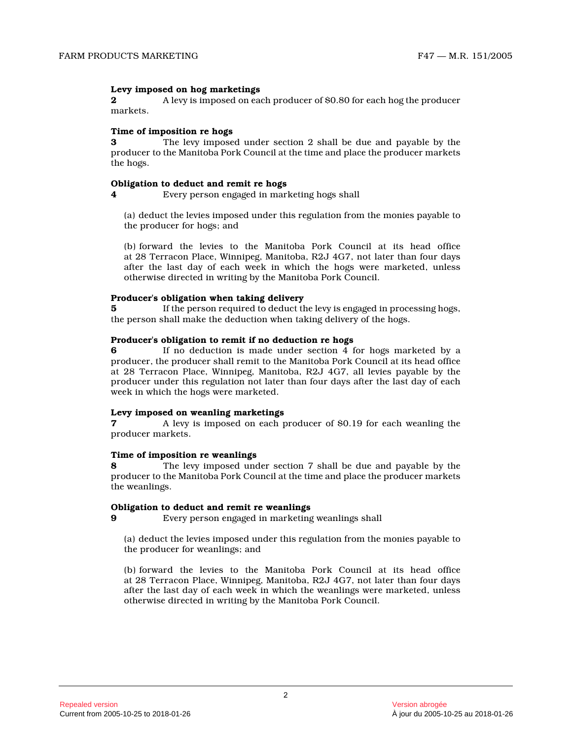**Levy imposed on hog marketings**

**2** A levy is imposed on each producer of $0.80 for each hog the producer markets.

**Time of imposition re hogs**

**3** The levy imposed under section 2 shall be due and payable by the producer to the Manitoba Pork Council at the time and place the producer markets the hogs.

**Obligation to deduct and remit re hogs**

**4** Every person engaged in marketing hogs shall

(a) deduct the levies imposed under this regulation from the monies payable to the producer for hogs; and

(b) forward the levies to the Manitoba Pork Council at its head office at 28 Terracon Place, Winnipeg, Manitoba, R2J 4G7, not later than four days after the last day of each week in which the hogs were marketed, unless otherwise directed in writing by the Manitoba Pork Council.

**Producer's obligation when taking delivery**

**5** If the person required to deduct the levy is engaged in processing hogs, the person shall make the deduction when taking delivery of the hogs.

**Producer's obligation to remit if no deduction re hogs**

**6** If no deduction is made under section 4 for hogs marketed by a producer, the producer shall remit to the Manitoba Pork Council at its head office at 28 Terracon Place, Winnipeg, Manitoba, R2J 4G7, all levies payable by the producer under this regulation not later than four days after the last day of each week in which the hogs were marketed.

**Levy imposed on weanling marketings**

**7** A levy is imposed on each producer of $0.19 for each weanling the producer markets.

**Time of imposition re weanlings**

**8** The levy imposed under section 7 shall be due and payable by the producer to the Manitoba Pork Council at the time and place the producer markets the weanlings.

**Obligation to deduct and remit re weanlings**

**9** Every person engaged in marketing weanlings shall

(a) deduct the levies imposed under this regulation from the monies payable to the producer for weanlings; and

(b) forward the levies to the Manitoba Pork Council at its head office at 28 Terracon Place, Winnipeg, Manitoba, R2J 4G7, not later than four days after the last day of each week in which the weanlings were marketed, unless otherwise directed in writing by the Manitoba Pork Council.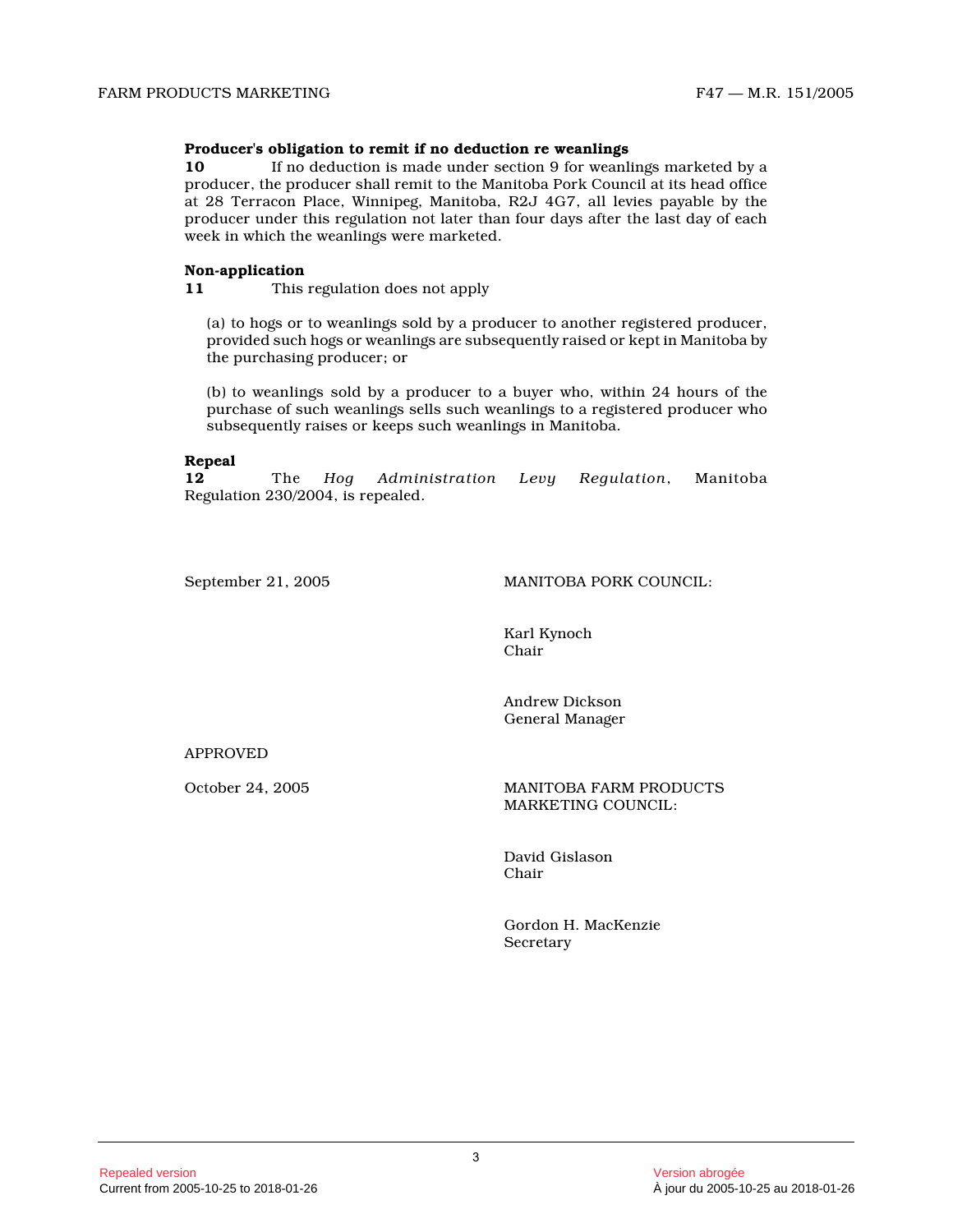**Producer's obligation to remit if no deduction re weanlings**

**10** If no deduction is made under section 9 for weanlings marketed by a producer, the producer shall remit to the Manitoba Pork Council at its head office at 28 Terracon Place, Winnipeg, Manitoba, R2J 4G7, all levies payable by the producer under this regulation not later than four days after the last day of each week in which the weanlings were marketed.

**Non-application**

**11** This regulation does not apply

(a) to hogs or to weanlings sold by a producer to another registered producer, provided such hogs or weanlings are subsequently raised or kept in Manitoba by the purchasing producer; or

(b) to weanlings sold by a producer to a buyer who, within 24 hours of the purchase of such weanlings sells such weanlings to a registered producer who subsequently raises or keeps such weanlings in Manitoba.

**Repeal**

**12** The *Hog Administration Levy Regulation*, Manitoba Regulation 230/2004, is repealed.

September 21, 2005

MANITOBA PORK COUNCIL:

Karl Kynoch
Chair

Andrew Dickson
General Manager

APPROVED

October 24, 2005

MANITOBA FARM PRODUCTS MARKETING COUNCIL:

David Gislason
Chair

Gordon H. MacKenzie
Secretary